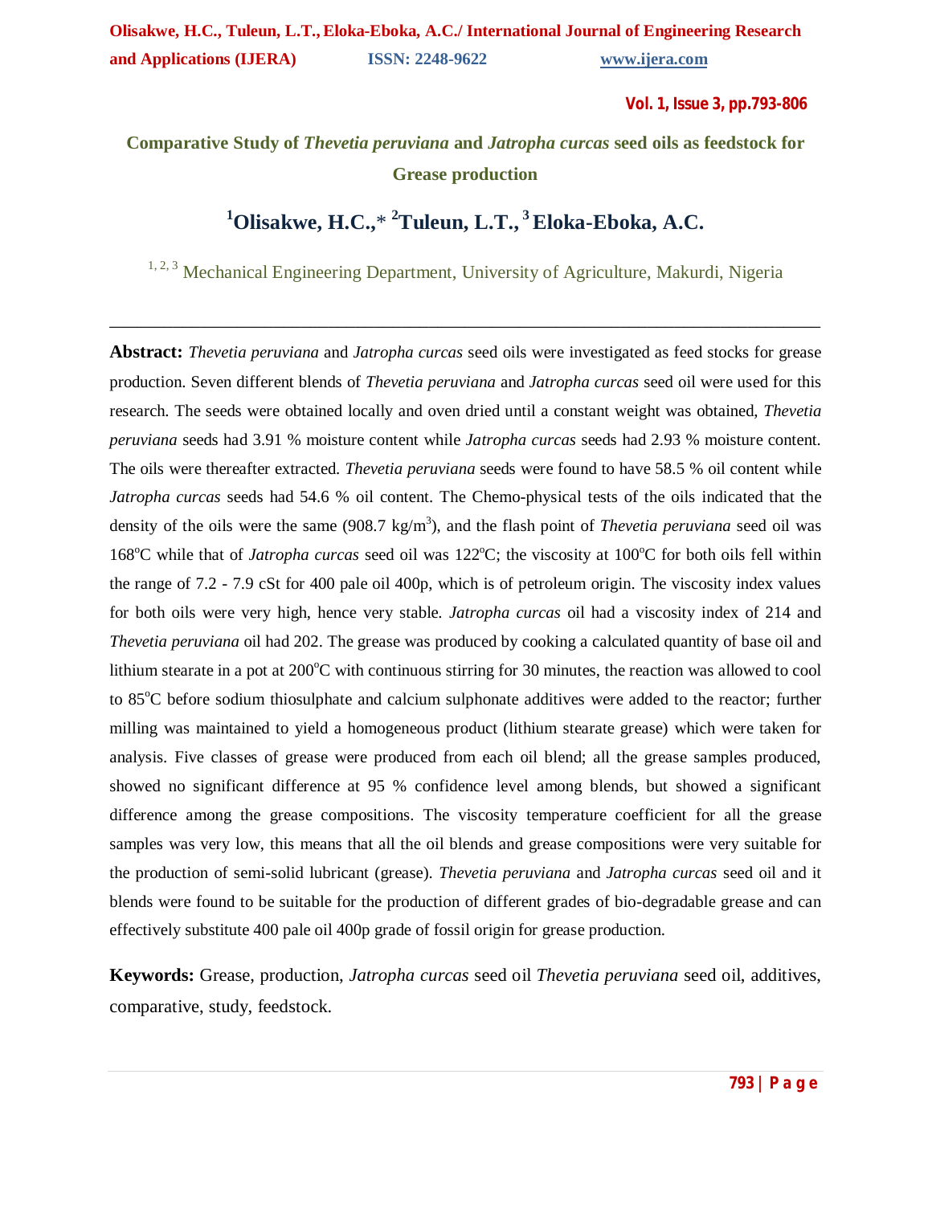# Comparative Study of *Thevetia peruviana* and *Jatropha curcas* seed oils as feedstock for Grease production

**[1]Olisakwe, H.C.,\* [2]Tuleun, L.T., [3]Eloka-Eboka, A.C.**

[1, 2, 3] Mechanical Engineering Department, University of Agriculture, Makurdi, Nigeria

---

**Abstract:** *Thevetia peruviana* and *Jatropha curcas* seed oils were investigated as feed stocks for grease production. Seven different blends of *Thevetia peruviana* and *Jatropha curcas* seed oil were used for this research. The seeds were obtained locally and oven dried until a constant weight was obtained, *Thevetia peruviana* seeds had 3.91 % moisture content while *Jatropha curcas* seeds had 2.93 % moisture content. The oils were thereafter extracted. *Thevetia peruviana* seeds were found to have 58.5 % oil content while *Jatropha curcas* seeds had 54.6 % oil content. The Chemo-physical tests of the oils indicated that the density of the oils were the same (908.7 kg/m$^3$), and the flash point of *Thevetia peruviana* seed oil was 168$^o$C while that of *Jatropha curcas* seed oil was 122$^o$C; the viscosity at 100$^o$C for both oils fell within the range of 7.2 - 7.9 cSt for 400 pale oil 400p, which is of petroleum origin. The viscosity index values for both oils were very high, hence very stable. *Jatropha curcas* oil had a viscosity index of 214 and *Thevetia peruviana* oil had 202. The grease was produced by cooking a calculated quantity of base oil and lithium stearate in a pot at 200$^o$C with continuous stirring for 30 minutes, the reaction was allowed to cool to 85$^o$C before sodium thiosulphate and calcium sulphonate additives were added to the reactor; further milling was maintained to yield a homogeneous product (lithium stearate grease) which were taken for analysis. Five classes of grease were produced from each oil blend; all the grease samples produced, showed no significant difference at 95 % confidence level among blends, but showed a significant difference among the grease compositions. The viscosity temperature coefficient for all the grease samples was very low, this means that all the oil blends and grease compositions were very suitable for the production of semi-solid lubricant (grease). *Thevetia peruviana* and *Jatropha curcas* seed oil and it blends were found to be suitable for the production of different grades of bio-degradable grease and can effectively substitute 400 pale oil 400p grade of fossil origin for grease production.

**Keywords:** Grease, production, *Jatropha curcas* seed oil *Thevetia peruviana* seed oil, additives, comparative, study, feedstock.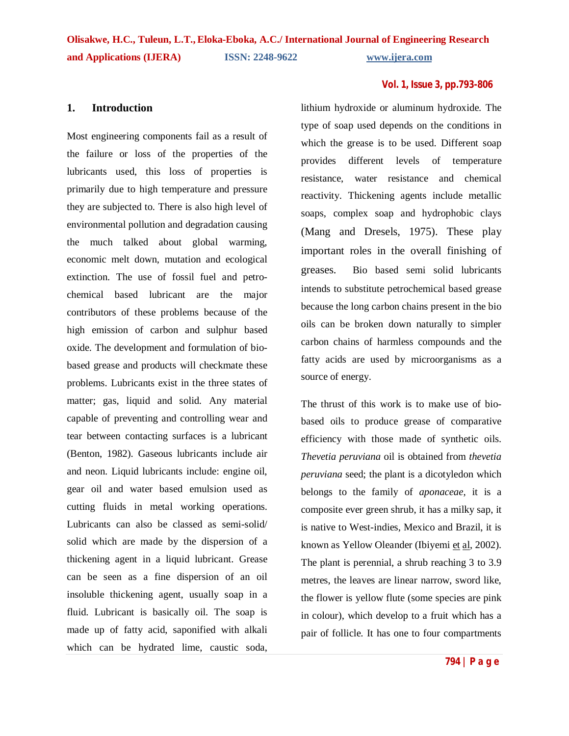## 1. Introduction

Most engineering components fail as a result of the failure or loss of the properties of the lubricants used, this loss of properties is primarily due to high temperature and pressure they are subjected to. There is also high level of environmental pollution and degradation causing the much talked about global warming, economic melt down, mutation and ecological extinction. The use of fossil fuel and petro-chemical based lubricant are the major contributors of these problems because of the high emission of carbon and sulphur based oxide. The development and formulation of bio-based grease and products will checkmate these problems. Lubricants exist in the three states of matter; gas, liquid and solid. Any material capable of preventing and controlling wear and tear between contacting surfaces is a lubricant (Benton, 1982). Gaseous lubricants include air and neon. Liquid lubricants include: engine oil, gear oil and water based emulsion used as cutting fluids in metal working operations. Lubricants can also be classed as semi-solid/ solid which are made by the dispersion of a thickening agent in a liquid lubricant. Grease can be seen as a fine dispersion of an oil insoluble thickening agent, usually soap in a fluid. Lubricant is basically oil. The soap is made up of fatty acid, saponified with alkali which can be hydrated lime, caustic soda, lithium hydroxide or aluminum hydroxide. The type of soap used depends on the conditions in which the grease is to be used. Different soap provides different levels of temperature resistance, water resistance and chemical reactivity. Thickening agents include metallic soaps, complex soap and hydrophobic clays (Mang and Dresels, 1975). These play important roles in the overall finishing of greases. Bio based semi solid lubricants intends to substitute petrochemical based grease because the long carbon chains present in the bio oils can be broken down naturally to simpler carbon chains of harmless compounds and the fatty acids are used by microorganisms as a source of energy.

The thrust of this work is to make use of bio-based oils to produce grease of comparative efficiency with those made of synthetic oils. *Thevetia peruviana* oil is obtained from *thevetia peruviana* seed; the plant is a dicotyledon which belongs to the family of *aponaceae*, it is a composite ever green shrub, it has a milky sap, it is native to West-indies, Mexico and Brazil, it is known as Yellow Oleander (Ibiyemi et al, 2002). The plant is perennial, a shrub reaching 3 to 3.9 metres, the leaves are linear narrow, sword like, the flower is yellow flute (some species are pink in colour), which develop to a fruit which has a pair of follicle. It has one to four compartments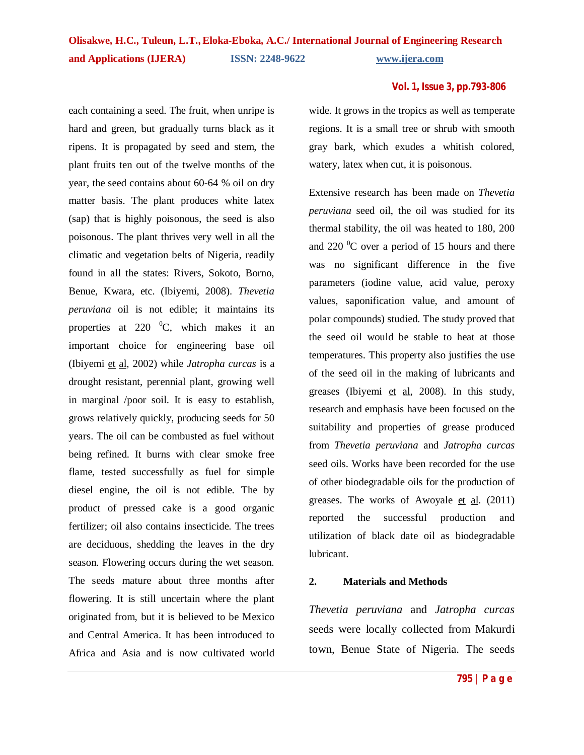each containing a seed. The fruit, when unripe is hard and green, but gradually turns black as it ripens. It is propagated by seed and stem, the plant fruits ten out of the twelve months of the year, the seed contains about 60-64 % oil on dry matter basis. The plant produces white latex (sap) that is highly poisonous, the seed is also poisonous. The plant thrives very well in all the climatic and vegetation belts of Nigeria, readily found in all the states: Rivers, Sokoto, Borno, Benue, Kwara, etc. (Ibiyemi, 2008). *Thevetia peruviana* oil is not edible; it maintains its properties at 220 $^{0}$C, which makes it an important choice for engineering base oil (Ibiyemi et al, 2002) while *Jatropha curcas* is a drought resistant, perennial plant, growing well in marginal /poor soil. It is easy to establish, grows relatively quickly, producing seeds for 50 years. The oil can be combusted as fuel without being refined. It burns with clear smoke free flame, tested successfully as fuel for simple diesel engine, the oil is not edible. The by product of pressed cake is a good organic fertilizer; oil also contains insecticide. The trees are deciduous, shedding the leaves in the dry season. Flowering occurs during the wet season. The seeds mature about three months after flowering. It is still uncertain where the plant originated from, but it is believed to be Mexico and Central America. It has been introduced to Africa and Asia and is now cultivated world wide. It grows in the tropics as well as temperate regions. It is a small tree or shrub with smooth gray bark, which exudes a whitish colored, watery, latex when cut, it is poisonous.

Extensive research has been made on *Thevetia peruviana* seed oil, the oil was studied for its thermal stability, the oil was heated to 180, 200 and 220 $^{0}$C over a period of 15 hours and there was no significant difference in the five parameters (iodine value, acid value, peroxy values, saponification value, and amount of polar compounds) studied. The study proved that the seed oil would be stable to heat at those temperatures. This property also justifies the use of the seed oil in the making of lubricants and greases (Ibiyemi et al, 2008). In this study, research and emphasis have been focused on the suitability and properties of grease produced from *Thevetia peruviana* and *Jatropha curcas* seed oils. Works have been recorded for the use of other biodegradable oils for the production of greases. The works of Awoyale et al. (2011) reported the successful production and utilization of black date oil as biodegradable lubricant.

## 2. Materials and Methods

*Thevetia peruviana* and *Jatropha curcas* seeds were locally collected from Makurdi town, Benue State of Nigeria. The seeds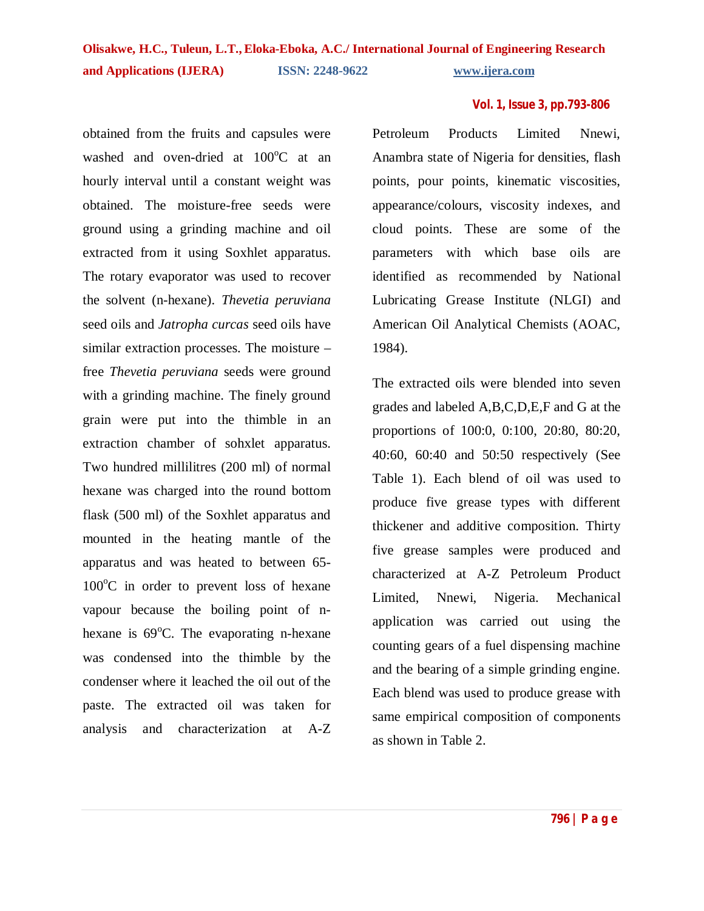obtained from the fruits and capsules were washed and oven-dried at 100$^{o}$C at an hourly interval until a constant weight was obtained. The moisture-free seeds were ground using a grinding machine and oil extracted from it using Soxhlet apparatus. The rotary evaporator was used to recover the solvent (n-hexane). *Thevetia peruviana* seed oils and *Jatropha curcas* seed oils have similar extraction processes. The moisture –free *Thevetia peruviana* seeds were ground with a grinding machine. The finely ground grain were put into the thimble in an extraction chamber of sohxlet apparatus. Two hundred millilitres (200 ml) of normal hexane was charged into the round bottom flask (500 ml) of the Soxhlet apparatus and mounted in the heating mantle of the apparatus and was heated to between 65-100$^{o}$C in order to prevent loss of hexane vapour because the boiling point of n-hexane is 69$^{o}$C. The evaporating n-hexane was condensed into the thimble by the condenser where it leached the oil out of the paste. The extracted oil was taken for analysis and characterization at A-Z Petroleum Products Limited Nnewi, Anambra state of Nigeria for densities, flash points, pour points, kinematic viscosities, appearance/colours, viscosity indexes, and cloud points. These are some of the parameters with which base oils are identified as recommended by National Lubricating Grease Institute (NLGI) and American Oil Analytical Chemists (AOAC, 1984).

The extracted oils were blended into seven grades and labeled A,B,C,D,E,F and G at the proportions of 100:0, 0:100, 20:80, 80:20, 40:60, 60:40 and 50:50 respectively (See Table 1). Each blend of oil was used to produce five grease types with different thickener and additive composition. Thirty five grease samples were produced and characterized at A-Z Petroleum Product Limited, Nnewi, Nigeria. Mechanical application was carried out using the counting gears of a fuel dispensing machine and the bearing of a simple grinding engine. Each blend was used to produce grease with same empirical composition of components as shown in Table 2.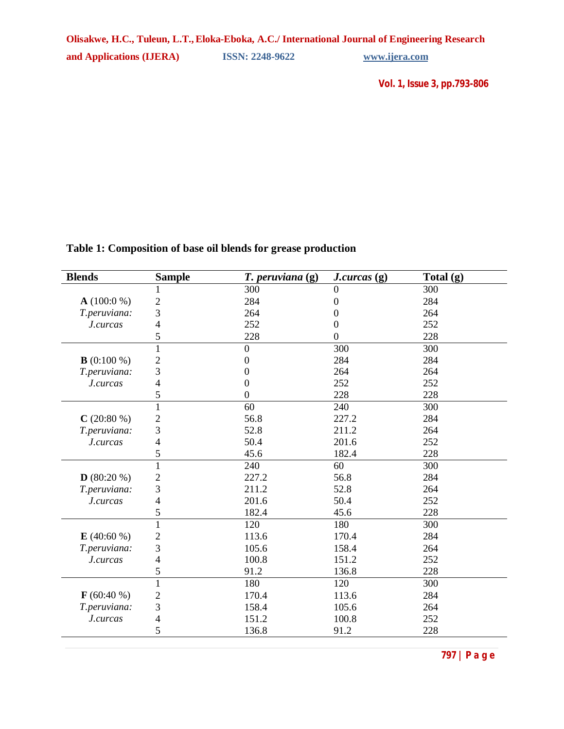**Table 1: Composition of base oil blends for grease production**

| Blends | Sample | *T. peruviana* (g) | *J.curcas* (g) | Total (g) |
|---|---|---|---|---|
| **A** (100:0 %) *T.peruviana: J.curcas* | 1 | 300 | 0 | 300 |
| | 2 | 284 | 0 | 284 |
| | 3 | 264 | 0 | 264 |
| | 4 | 252 | 0 | 252 |
| | 5 | 228 | 0 | 228 |
| **B** (0:100 %) *T.peruviana: J.curcas* | 1 | 0 | 300 | 300 |
| | 2 | 0 | 284 | 284 |
| | 3 | 0 | 264 | 264 |
| | 4 | 0 | 252 | 252 |
| | 5 | 0 | 228 | 228 |
| **C** (20:80 %) *T.peruviana: J.curcas* | 1 | 60 | 240 | 300 |
| | 2 | 56.8 | 227.2 | 284 |
| | 3 | 52.8 | 211.2 | 264 |
| | 4 | 50.4 | 201.6 | 252 |
| | 5 | 45.6 | 182.4 | 228 |
| **D** (80:20 %) *T.peruviana: J.curcas* | 1 | 240 | 60 | 300 |
| | 2 | 227.2 | 56.8 | 284 |
| | 3 | 211.2 | 52.8 | 264 |
| | 4 | 201.6 | 50.4 | 252 |
| | 5 | 182.4 | 45.6 | 228 |
| **E** (40:60 %) *T.peruviana: J.curcas* | 1 | 120 | 180 | 300 |
| | 2 | 113.6 | 170.4 | 284 |
| | 3 | 105.6 | 158.4 | 264 |
| | 4 | 100.8 | 151.2 | 252 |
| | 5 | 91.2 | 136.8 | 228 |
| **F** (60:40 %) *T.peruviana: J.curcas* | 1 | 180 | 120 | 300 |
| | 2 | 170.4 | 113.6 | 284 |
| | 3 | 158.4 | 105.6 | 264 |
| | 4 | 151.2 | 100.8 | 252 |
| | 5 | 136.8 | 91.2 | 228 |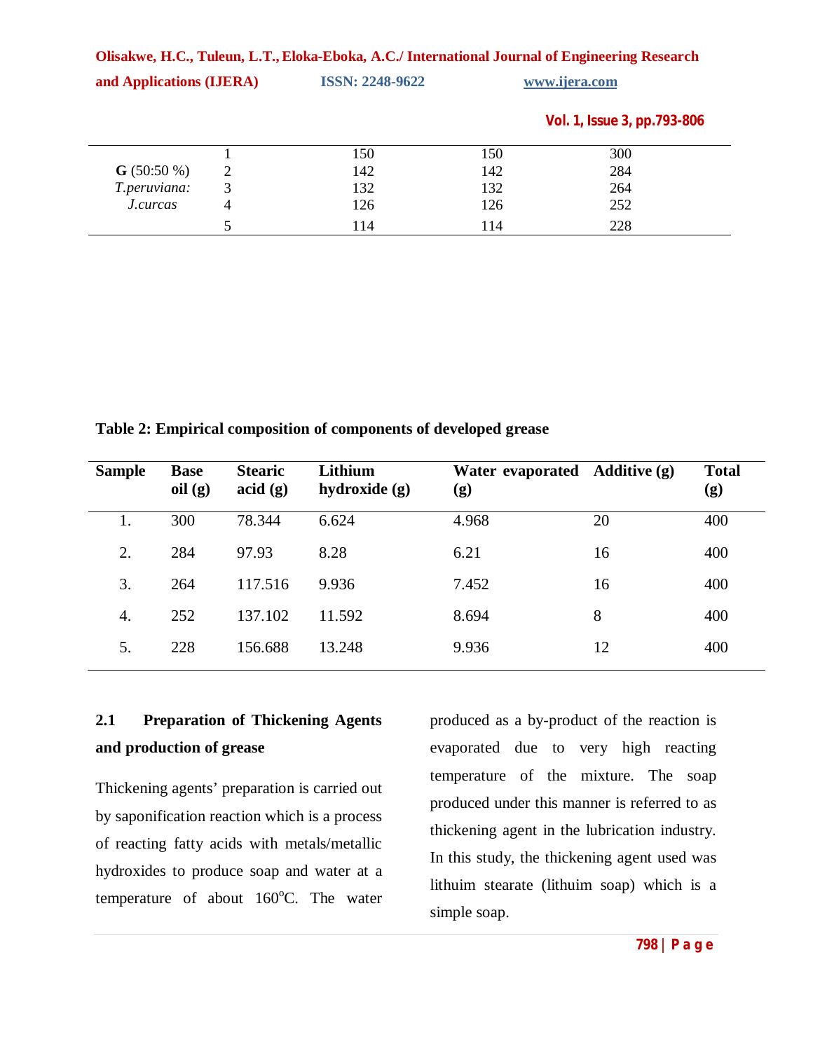| | | | | |
|---|---|---|---|---|
| **G** (50:50 %) *T.peruviana: J.curcas* | 1 | 150 | 150 | 300 |
| | 2 | 142 | 142 | 284 |
| | 3 | 132 | 132 | 264 |
| | 4 | 126 | 126 | 252 |
| | 5 | 114 | 114 | 228 |

**Table 2: Empirical composition of components of developed grease**

| Sample | Base oil (g) | Stearic acid (g) | Lithium hydroxide (g) | Water evaporated (g) | Additive (g) | Total (g) |
|---|---|---|---|---|---|---|
| 1. | 300 | 78.344 | 6.624 | 4.968 | 20 | 400 |
| 2. | 284 | 97.93 | 8.28 | 6.21 | 16 | 400 |
| 3. | 264 | 117.516 | 9.936 | 7.452 | 16 | 400 |
| 4. | 252 | 137.102 | 11.592 | 8.694 | 8 | 400 |
| 5. | 228 | 156.688 | 13.248 | 9.936 | 12 | 400 |

### 2.1 Preparation of Thickening Agents and production of grease

Thickening agents' preparation is carried out by saponification reaction which is a process of reacting fatty acids with metals/metallic hydroxides to produce soap and water at a temperature of about 160$^{o}$C. The water produced as a by-product of the reaction is evaporated due to very high reacting temperature of the mixture. The soap produced under this manner is referred to as thickening agent in the lubrication industry. In this study, the thickening agent used was lithuim stearate (lithuim soap) which is a simple soap.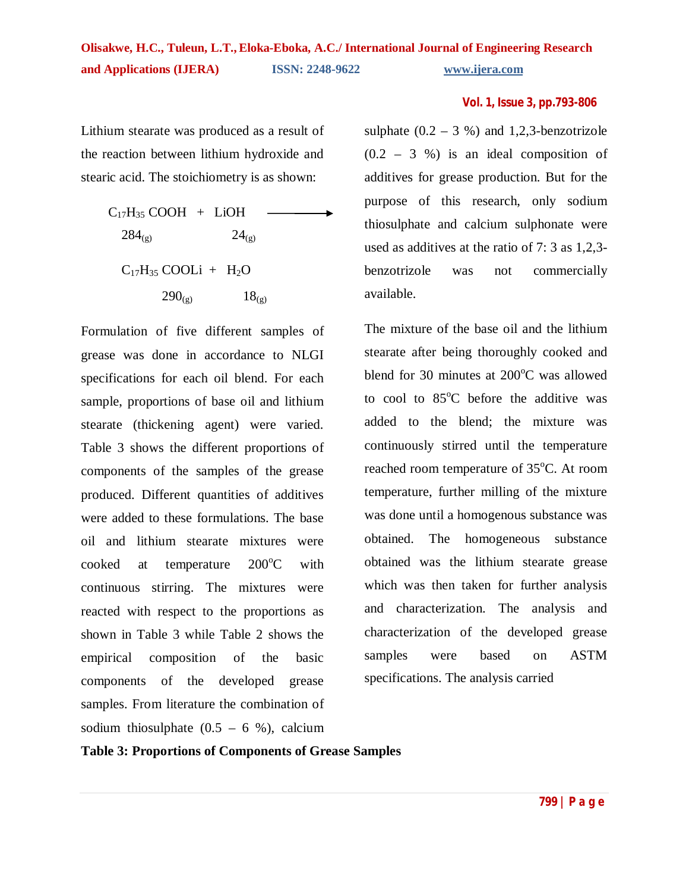Lithium stearate was produced as a result of the reaction between lithium hydroxide and stearic acid. The stoichiometry is as shown:

$$\underset{284_{(g)}}{C_{17}H_{35}\,COOH} + \underset{24_{(g)}}{LiOH} \longrightarrow \underset{290_{(g)}}{C_{17}H_{35}\,COOLi} + \underset{18_{(g)}}{H_2O}$$

Formulation of five different samples of grease was done in accordance to NLGI specifications for each oil blend. For each sample, proportions of base oil and lithium stearate (thickening agent) were varied. Table 3 shows the different proportions of components of the samples of the grease produced. Different quantities of additives were added to these formulations. The base oil and lithium stearate mixtures were cooked at temperature 200$^{o}$C with continuous stirring. The mixtures were reacted with respect to the proportions as shown in Table 3 while Table 2 shows the empirical composition of the basic components of the developed grease samples. From literature the combination of sodium thiosulphate (0.5 – 6 %), calcium sulphate (0.2 – 3 %) and 1,2,3-benzotrizole (0.2 – 3 %) is an ideal composition of additives for grease production. But for the purpose of this research, only sodium thiosulphate and calcium sulphonate were used as additives at the ratio of 7: 3 as 1,2,3-benzotrizole was not commercially available.

The mixture of the base oil and the lithium stearate after being thoroughly cooked and blend for 30 minutes at 200$^{o}$C was allowed to cool to 85$^{o}$C before the additive was added to the blend; the mixture was continuously stirred until the temperature reached room temperature of 35$^{o}$C. At room temperature, further milling of the mixture was done until a homogenous substance was obtained. The homogeneous substance obtained was the lithium stearate grease which was then taken for further analysis and characterization. The analysis and characterization of the developed grease samples were based on ASTM specifications. The analysis carried

**Table 3: Proportions of Components of Grease Samples**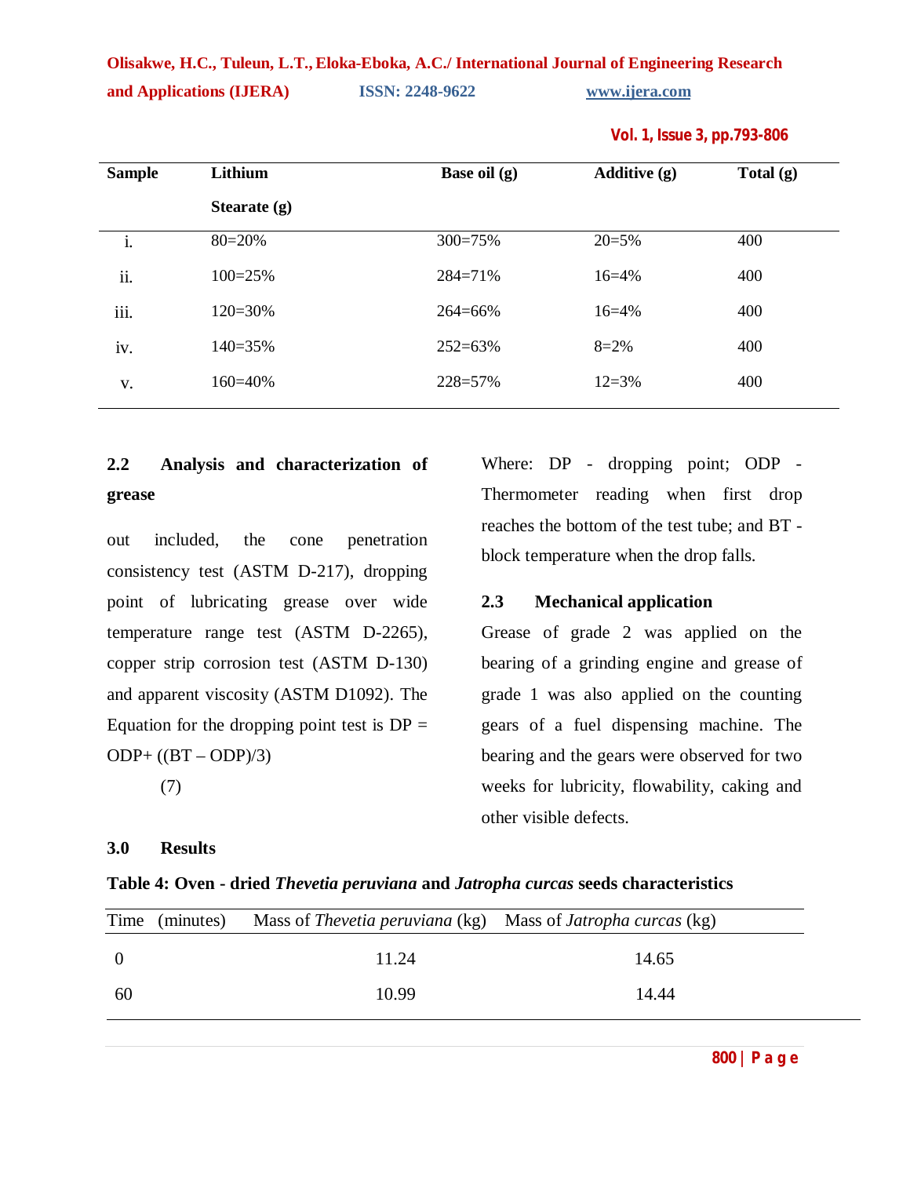| Sample | Lithium Stearate (g) | Base oil (g) | Additive (g) | Total (g) |
|---|---|---|---|---|
| i. | 80=20% | 300=75% | 20=5% | 400 |
| ii. | 100=25% | 284=71% | 16=4% | 400 |
| iii. | 120=30% | 264=66% | 16=4% | 400 |
| iv. | 140=35% | 252=63% | 8=2% | 400 |
| v. | 160=40% | 228=57% | 12=3% | 400 |

### 2.2 Analysis and characterization of grease

out included, the cone penetration consistency test (ASTM D-217), dropping point of lubricating grease over wide temperature range test (ASTM D-2265), copper strip corrosion test (ASTM D-130) and apparent viscosity (ASTM D1092). The Equation for the dropping point test is

$$DP = ODP + ((BT - ODP)/3) \quad (7)$$

Where: DP - dropping point; ODP - Thermometer reading when first drop reaches the bottom of the test tube; and BT - block temperature when the drop falls.

### 2.3 Mechanical application

Grease of grade 2 was applied on the bearing of a grinding engine and grease of grade 1 was also applied on the counting gears of a fuel dispensing machine. The bearing and the gears were observed for two weeks for lubricity, flowability, caking and other visible defects.

## 3.0 Results

**Table 4: Oven - dried *Thevetia peruviana* and *Jatropha curcas* seeds characteristics**

| Time (minutes) | Mass of *Thevetia peruviana* (kg) | Mass of *Jatropha curcas* (kg) |
|---|---|---|
| 0 | 11.24 | 14.65 |
| 60 | 10.99 | 14.44 |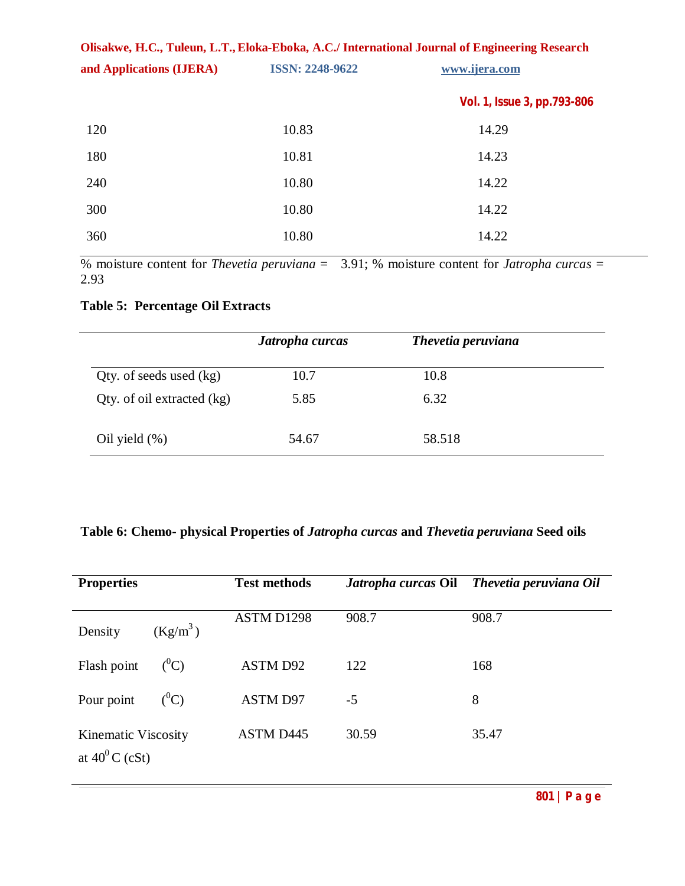| | | |
|---|---|---|
| 120 | 10.83 | 14.29 |
| 180 | 10.81 | 14.23 |
| 240 | 10.80 | 14.22 |
| 300 | 10.80 | 14.22 |
| 360 | 10.80 | 14.22 |

% moisture content for *Thevetia peruviana* = 3.91; % moisture content for *Jatropha curcas* = 2.93

**Table 5: Percentage Oil Extracts**

| | *Jatropha curcas* | *Thevetia peruviana* |
|---|---|---|
| Qty. of seeds used (kg) | 10.7 | 10.8 |
| Qty. of oil extracted (kg) | 5.85 | 6.32 |
| Oil yield (%) | 54.67 | 58.518 |

**Table 6: Chemo- physical Properties of *Jatropha curcas* and *Thevetia peruviana* Seed oils**

| Properties | Test methods | *Jatropha curcas* Oil | *Thevetia peruviana Oil* |
|---|---|---|---|
| Density ($Kg/m^3$) | ASTM D1298 | 908.7 | 908.7 |
| Flash point ($^0C$) | ASTM D92 | 122 | 168 |
| Pour point ($^0C$) | ASTM D97 | -5 | 8 |
| Kinematic Viscosity at $40^0$ C (cSt) | ASTM D445 | 30.59 | 35.47 |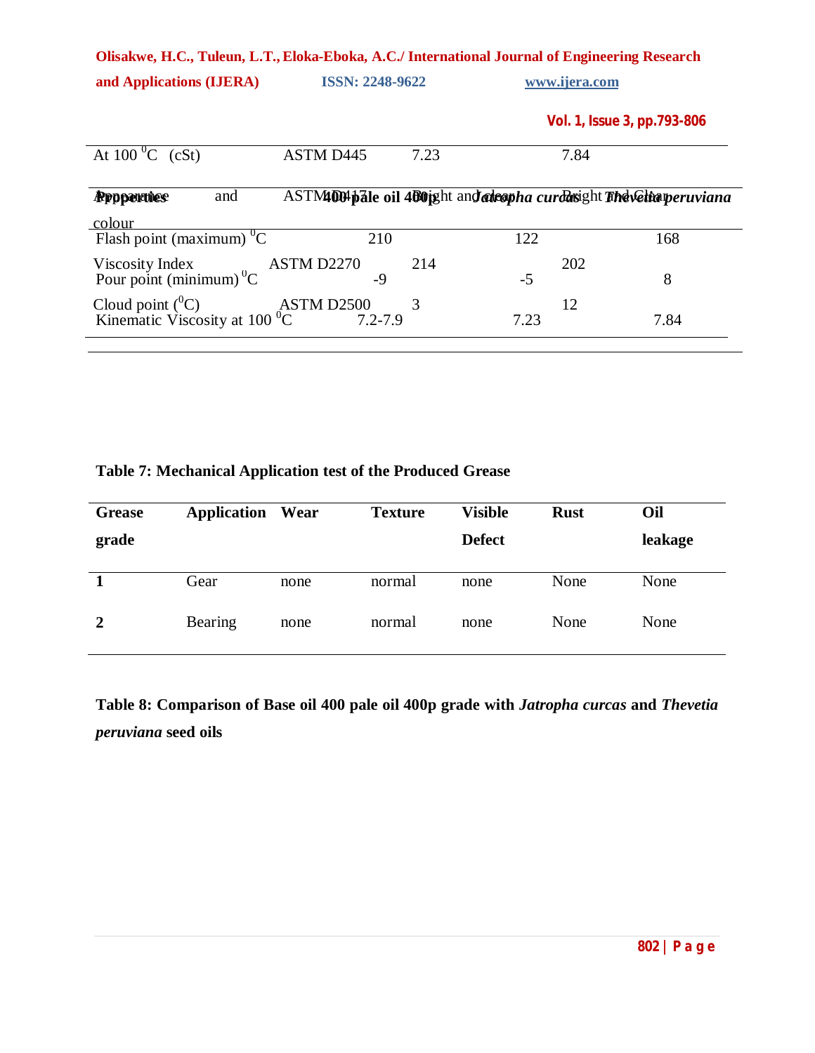| | | | |
|---|---|---|---|
| At 100 $^0$C (cSt) | ASTM D445 | 7.23 | 7.84 |
| Appearance and colour | ASTM D4176 | Bright and clear | Bright and Clear |
| Viscosity Index | ASTM D2270 | 214 | 202 |
| Cloud point ($^0$C) | ASTM D2500 | 3 | 12 |

**Table 7: Mechanical Application test of the Produced Grease**

| Grease grade | Application | Wear | Texture | Visible Defect | Rust | Oil leakage |
|---|---|---|---|---|---|---|
| **1** | Gear | none | normal | none | None | None |
| **2** | Bearing | none | normal | none | None | None |

**Table 8: Comparison of Base oil 400 pale oil 400p grade with *Jatropha curcas* and *Thevetia peruviana* seed oils**

| Properties | 400 pale oil 400p | *Jatropha curcas* | *Thevetia peruviana* |
|---|---|---|---|
| Flash point (maximum) $^0$C | 210 | 122 | 168 |
| Pour point (minimum) $^0$C | -9 | -5 | 8 |
| Kinematic Viscosity at 100 $^0$C | 7.2-7.9 | 7.23 | 7.84 |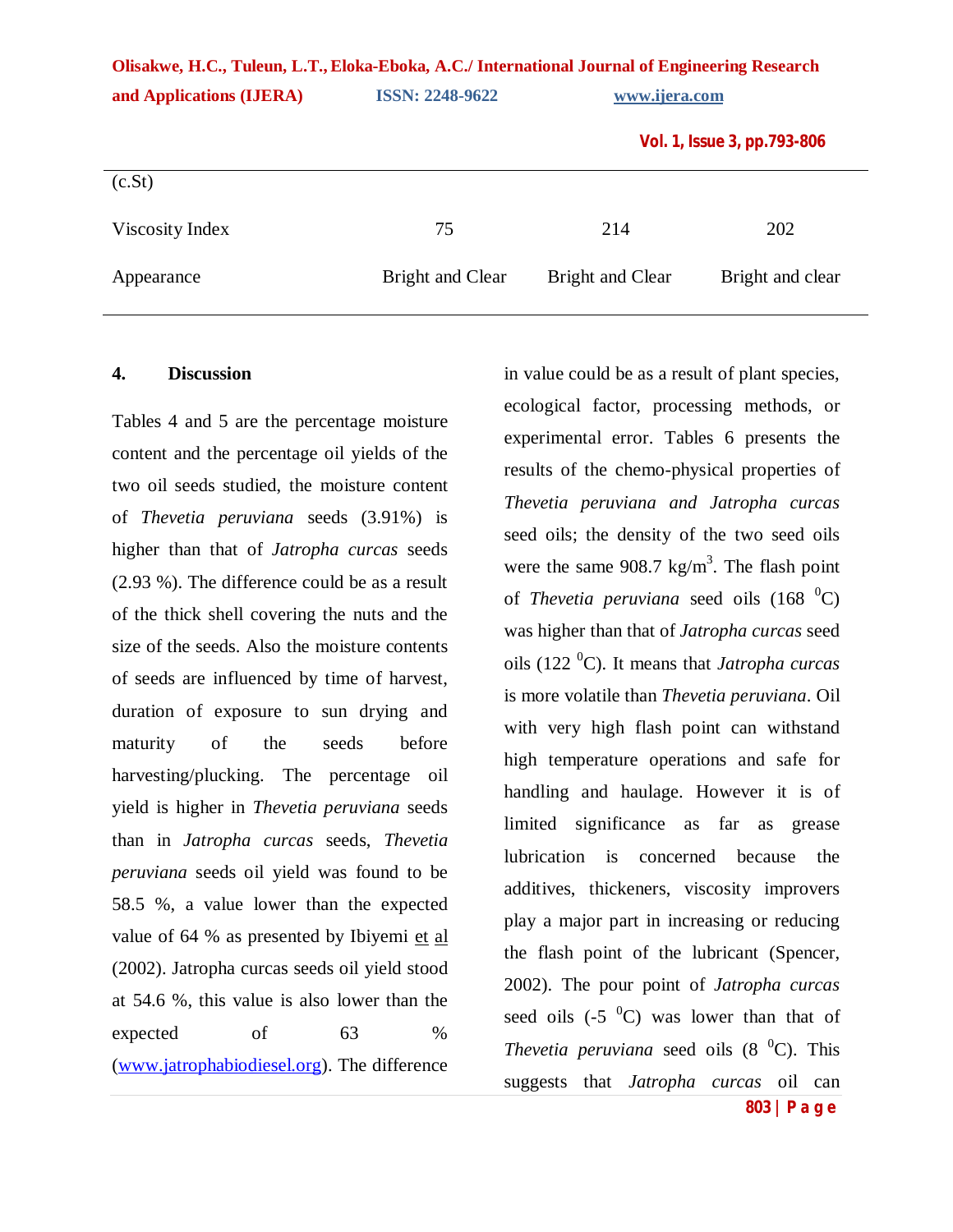| (c.St) | | | |
|---|---|---|---|
| Viscosity Index | 75 | 214 | 202 |
| Appearance | Bright and Clear | Bright and Clear | Bright and clear |

## 4. Discussion

Tables 4 and 5 are the percentage moisture content and the percentage oil yields of the two oil seeds studied, the moisture content of *Thevetia peruviana* seeds (3.91%) is higher than that of *Jatropha curcas* seeds (2.93 %). The difference could be as a result of the thick shell covering the nuts and the size of the seeds. Also the moisture contents of seeds are influenced by time of harvest, duration of exposure to sun drying and maturity of the seeds before harvesting/plucking. The percentage oil yield is higher in *Thevetia peruviana* seeds than in *Jatropha curcas* seeds, *Thevetia peruviana* seeds oil yield was found to be 58.5 %, a value lower than the expected value of 64 % as presented by Ibiyemi et al (2002). Jatropha curcas seeds oil yield stood at 54.6 %, this value is also lower than the expected of 63 % (www.jatrophabiodiesel.org). The difference in value could be as a result of plant species, ecological factor, processing methods, or experimental error. Tables 6 presents the results of the chemo-physical properties of *Thevetia peruviana and Jatropha curcas* seed oils; the density of the two seed oils were the same 908.7 kg/m$^3$. The flash point of *Thevetia peruviana* seed oils (168 $^0$C) was higher than that of *Jatropha curcas* seed oils (122 $^0$C). It means that *Jatropha curcas* is more volatile than *Thevetia peruviana*. Oil with very high flash point can withstand high temperature operations and safe for handling and haulage. However it is of limited significance as far as grease lubrication is concerned because the additives, thickeners, viscosity improvers play a major part in increasing or reducing the flash point of the lubricant (Spencer, 2002). The pour point of *Jatropha curcas* seed oils (-5 $^0$C) was lower than that of *Thevetia peruviana* seed oils (8 $^0$C). This suggests that *Jatropha curcas* oil can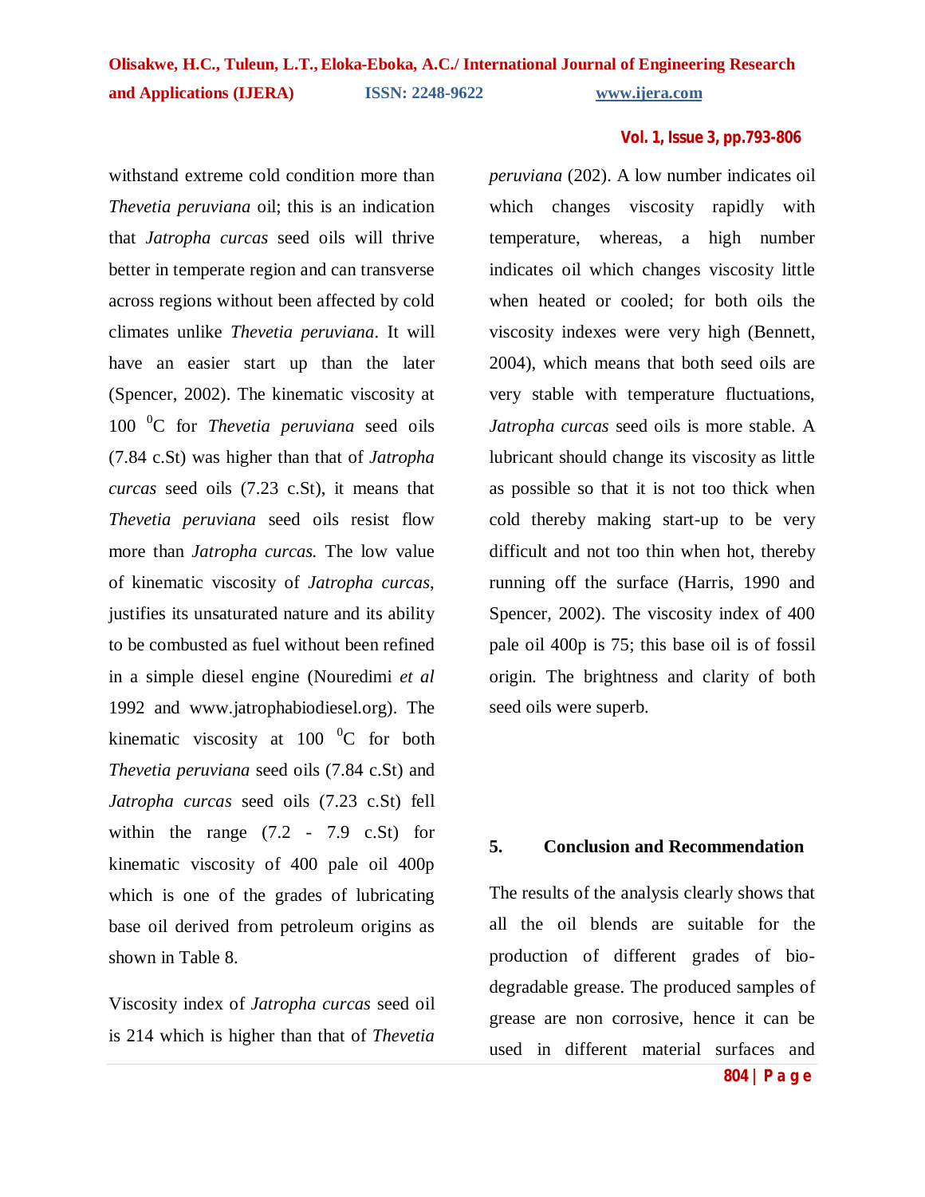withstand extreme cold condition more than *Thevetia peruviana* oil; this is an indication that *Jatropha curcas* seed oils will thrive better in temperate region and can transverse across regions without been affected by cold climates unlike *Thevetia peruviana*. It will have an easier start up than the later (Spencer, 2002). The kinematic viscosity at 100 $^{0}$C for *Thevetia peruviana* seed oils (7.84 c.St) was higher than that of *Jatropha curcas* seed oils (7.23 c.St), it means that *Thevetia peruviana* seed oils resist flow more than *Jatropha curcas.* The low value of kinematic viscosity of *Jatropha curcas*, justifies its unsaturated nature and its ability to be combusted as fuel without been refined in a simple diesel engine (Nouredimi *et al* 1992 and www.jatrophabiodiesel.org). The kinematic viscosity at 100 $^{0}$C for both *Thevetia peruviana* seed oils (7.84 c.St) and *Jatropha curcas* seed oils (7.23 c.St) fell within the range (7.2 - 7.9 c.St) for kinematic viscosity of 400 pale oil 400p which is one of the grades of lubricating base oil derived from petroleum origins as shown in Table 8.

Viscosity index of *Jatropha curcas* seed oil is 214 which is higher than that of *Thevetia peruviana* (202). A low number indicates oil which changes viscosity rapidly with temperature, whereas, a high number indicates oil which changes viscosity little when heated or cooled; for both oils the viscosity indexes were very high (Bennett, 2004), which means that both seed oils are very stable with temperature fluctuations, *Jatropha curcas* seed oils is more stable. A lubricant should change its viscosity as little as possible so that it is not too thick when cold thereby making start-up to be very difficult and not too thin when hot, thereby running off the surface (Harris, 1990 and Spencer, 2002). The viscosity index of 400 pale oil 400p is 75; this base oil is of fossil origin. The brightness and clarity of both seed oils were superb.

## 5. Conclusion and Recommendation

The results of the analysis clearly shows that all the oil blends are suitable for the production of different grades of bio-degradable grease. The produced samples of grease are non corrosive, hence it can be used in different material surfaces and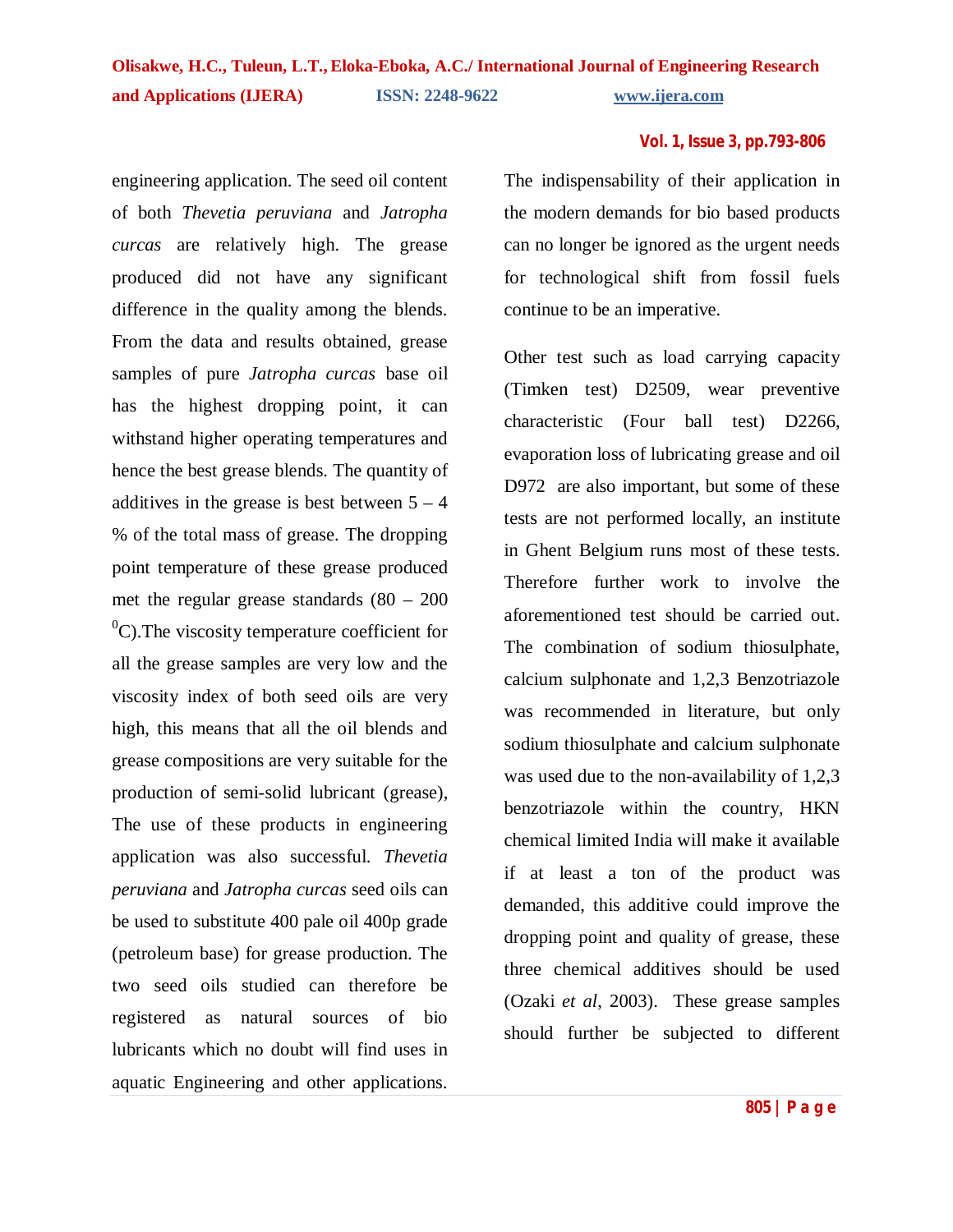engineering application. The seed oil content of both *Thevetia peruviana* and *Jatropha curcas* are relatively high. The grease produced did not have any significant difference in the quality among the blends. From the data and results obtained, grease samples of pure *Jatropha curcas* base oil has the highest dropping point, it can withstand higher operating temperatures and hence the best grease blends. The quantity of additives in the grease is best between 5 – 4 % of the total mass of grease. The dropping point temperature of these grease produced met the regular grease standards (80 – 200 $^0$C).The viscosity temperature coefficient for all the grease samples are very low and the viscosity index of both seed oils are very high, this means that all the oil blends and grease compositions are very suitable for the production of semi-solid lubricant (grease), The use of these products in engineering application was also successful. *Thevetia peruviana* and *Jatropha curcas* seed oils can be used to substitute 400 pale oil 400p grade (petroleum base) for grease production. The two seed oils studied can therefore be registered as natural sources of bio lubricants which no doubt will find uses in aquatic Engineering and other applications. The indispensability of their application in the modern demands for bio based products can no longer be ignored as the urgent needs for technological shift from fossil fuels continue to be an imperative.

Other test such as load carrying capacity (Timken test) D2509, wear preventive characteristic (Four ball test) D2266, evaporation loss of lubricating grease and oil D972 are also important, but some of these tests are not performed locally, an institute in Ghent Belgium runs most of these tests. Therefore further work to involve the aforementioned test should be carried out. The combination of sodium thiosulphate, calcium sulphonate and 1,2,3 Benzotriazole was recommended in literature, but only sodium thiosulphate and calcium sulphonate was used due to the non-availability of 1,2,3 benzotriazole within the country, HKN chemical limited India will make it available if at least a ton of the product was demanded, this additive could improve the dropping point and quality of grease, these three chemical additives should be used (Ozaki *et al*, 2003). These grease samples should further be subjected to different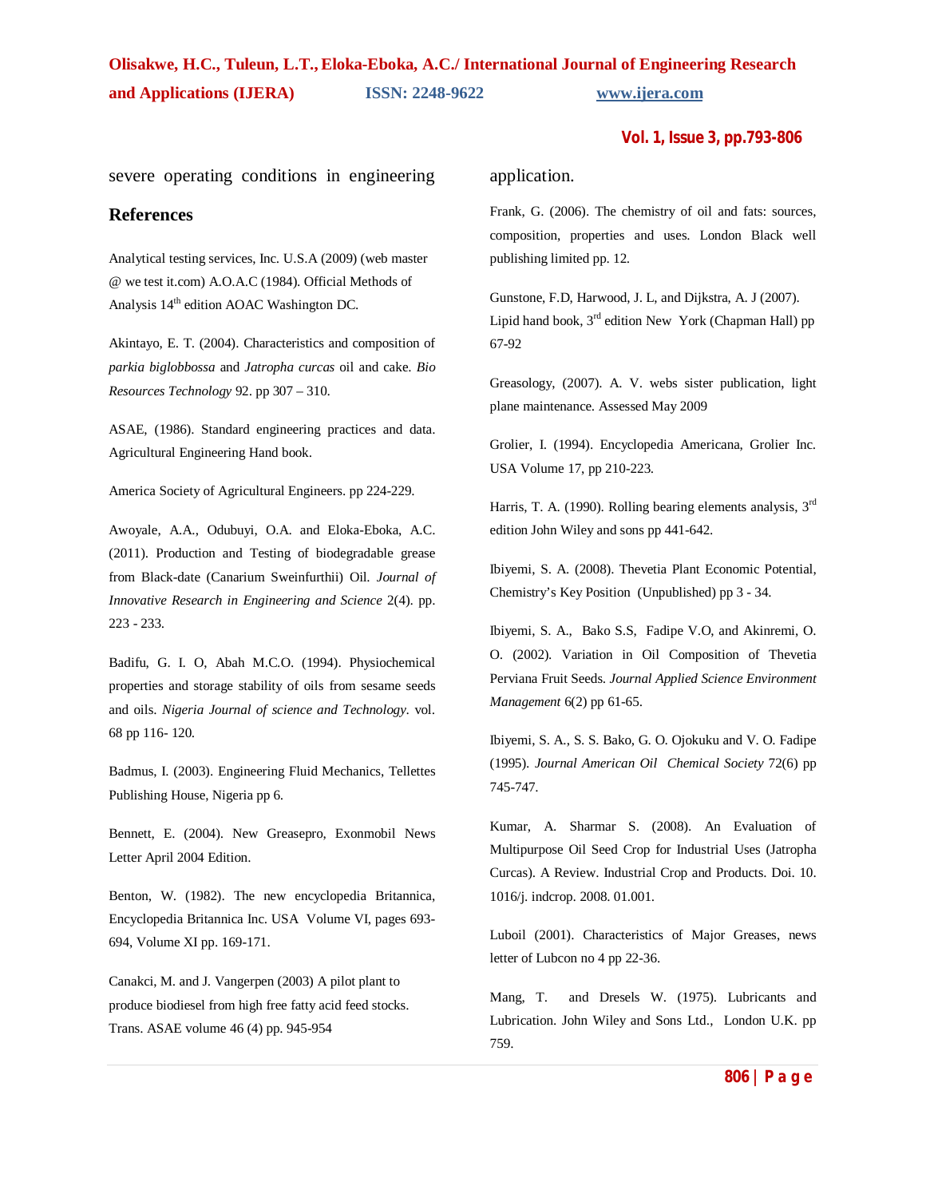severe operating conditions in engineering application.

## References

Analytical testing services, Inc. U.S.A (2009) (web master @ we test it.com) A.O.A.C (1984). Official Methods of Analysis 14th edition AOAC Washington DC.

Akintayo, E. T. (2004). Characteristics and composition of *parkia biglobbossa* and *Jatropha curcas* oil and cake. *Bio Resources Technology* 92. pp 307 – 310.

ASAE, (1986). Standard engineering practices and data. Agricultural Engineering Hand book.

America Society of Agricultural Engineers. pp 224-229.

Awoyale, A.A., Odubuyi, O.A. and Eloka-Eboka, A.C. (2011). Production and Testing of biodegradable grease from Black-date (Canarium Sweinfurthii) Oil. *Journal of Innovative Research in Engineering and Science* 2(4). pp. 223 - 233.

Badifu, G. I. O, Abah M.C.O. (1994). Physiochemical properties and storage stability of oils from sesame seeds and oils. *Nigeria Journal of science and Technology*. vol. 68 pp 116- 120.

Badmus, I. (2003). Engineering Fluid Mechanics, Tellettes Publishing House, Nigeria pp 6.

Bennett, E. (2004). New Greasepro, Exonmobil News Letter April 2004 Edition.

Benton, W. (1982). The new encyclopedia Britannica, Encyclopedia Britannica Inc. USA Volume VI, pages 693-694, Volume XI pp. 169-171.

Canakci, M. and J. Vangerpen (2003) A pilot plant to produce biodiesel from high free fatty acid feed stocks. Trans. ASAE volume 46 (4) pp. 945-954

Frank, G. (2006). The chemistry of oil and fats: sources, composition, properties and uses. London Black well publishing limited pp. 12.

Gunstone, F.D, Harwood, J. L, and Dijkstra, A. J (2007). Lipid hand book, 3rd edition New York (Chapman Hall) pp 67-92

Greasology, (2007). A. V. webs sister publication, light plane maintenance. Assessed May 2009

Grolier, I. (1994). Encyclopedia Americana, Grolier Inc. USA Volume 17, pp 210-223.

Harris, T. A. (1990). Rolling bearing elements analysis, 3rd edition John Wiley and sons pp 441-642.

Ibiyemi, S. A. (2008). Thevetia Plant Economic Potential, Chemistry's Key Position (Unpublished) pp 3 - 34.

Ibiyemi, S. A., Bako S.S, Fadipe V.O, and Akinremi, O. O. (2002). Variation in Oil Composition of Thevetia Perviana Fruit Seeds. *Journal Applied Science Environment Management* 6(2) pp 61-65.

Ibiyemi, S. A., S. S. Bako, G. O. Ojokuku and V. O. Fadipe (1995). *Journal American Oil Chemical Society* 72(6) pp 745-747.

Kumar, A. Sharmar S. (2008). An Evaluation of Multipurpose Oil Seed Crop for Industrial Uses (Jatropha Curcas). A Review. Industrial Crop and Products. Doi. 10. 1016/j. indcrop. 2008. 01.001.

Luboil (2001). Characteristics of Major Greases, news letter of Lubcon no 4 pp 22-36.

Mang, T. and Dresels W. (1975). Lubricants and Lubrication. John Wiley and Sons Ltd., London U.K. pp 759.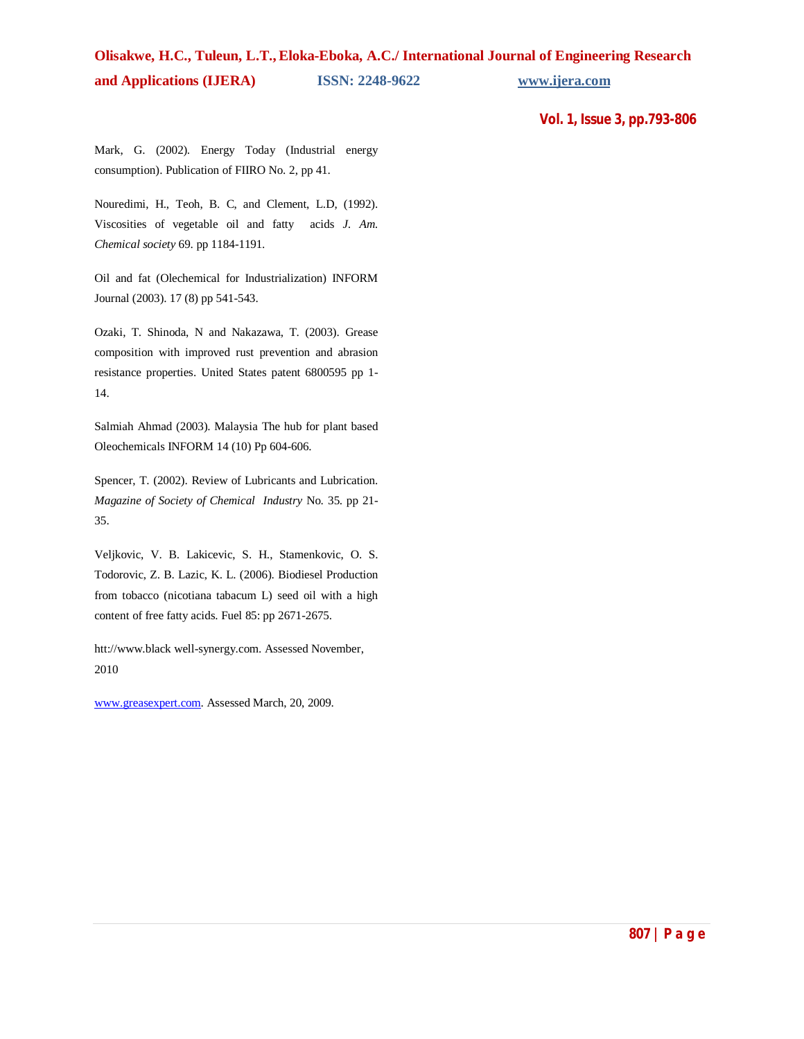Mark, G. (2002). Energy Today (Industrial energy consumption). Publication of FIIRO No. 2, pp 41.

Nouredimi, H., Teoh, B. C, and Clement, L.D, (1992). Viscosities of vegetable oil and fatty acids *J. Am. Chemical society* 69. pp 1184-1191.

Oil and fat (Olechemical for Industrialization) INFORM Journal (2003). 17 (8) pp 541-543.

Ozaki, T. Shinoda, N and Nakazawa, T. (2003). Grease composition with improved rust prevention and abrasion resistance properties. United States patent 6800595 pp 1-14.

Salmiah Ahmad (2003). Malaysia The hub for plant based Oleochemicals INFORM 14 (10) Pp 604-606.

Spencer, T. (2002). Review of Lubricants and Lubrication. *Magazine of Society of Chemical Industry* No. 35. pp 21-35.

Veljkovic, V. B. Lakicevic, S. H., Stamenkovic, O. S. Todorovic, Z. B. Lazic, K. L. (2006). Biodiesel Production from tobacco (nicotiana tabacum L) seed oil with a high content of free fatty acids. Fuel 85: pp 2671-2675.

htt://www.black well-synergy.com. Assessed November, 2010

www.greasexpert.com. Assessed March, 20, 2009.